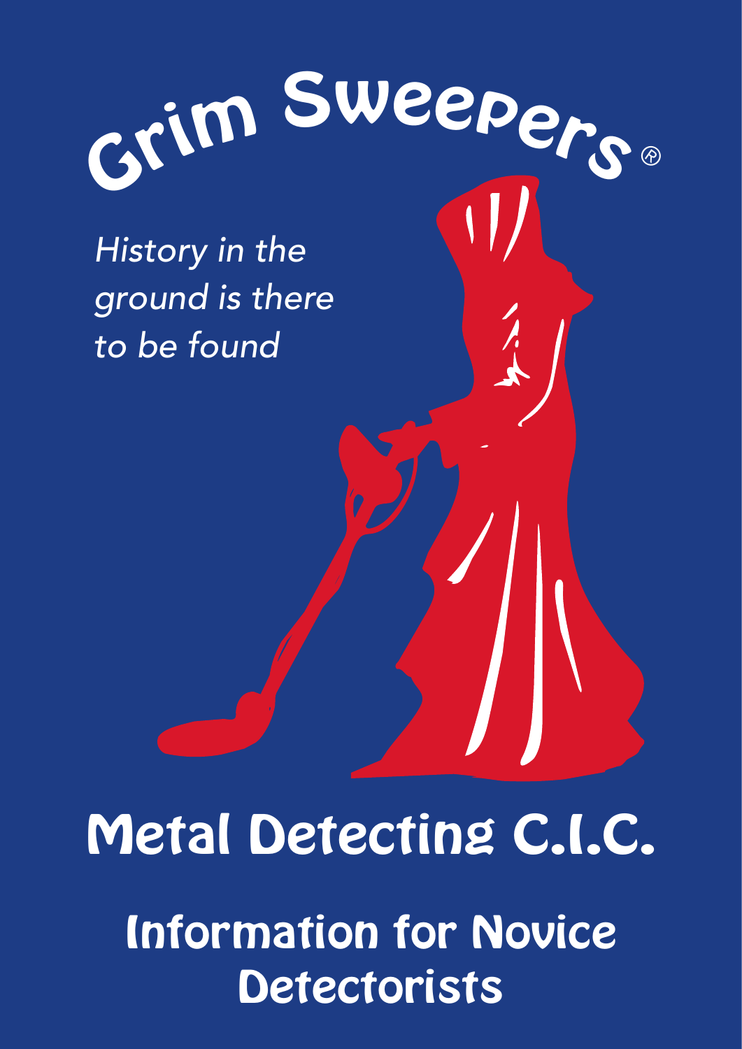# Grim Sweepers®

*History in the ground is there to be found*

## Metal Detecting C.I.C.

## Information for Novice Detectorists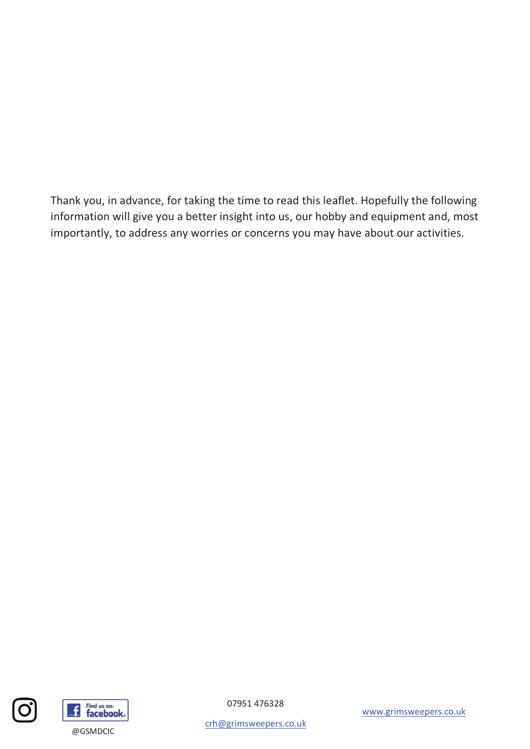Thank you, in advance, for taking the time to read this leaflet. Hopefully the following information will give you a better insight into us, our hobby and equipment and, most importantly, to address any worries or concerns you may have about our activities.

@GSMDCIC

07951 476328

crh@grimsweepers.co.uk

www.grimsweepers.co.uk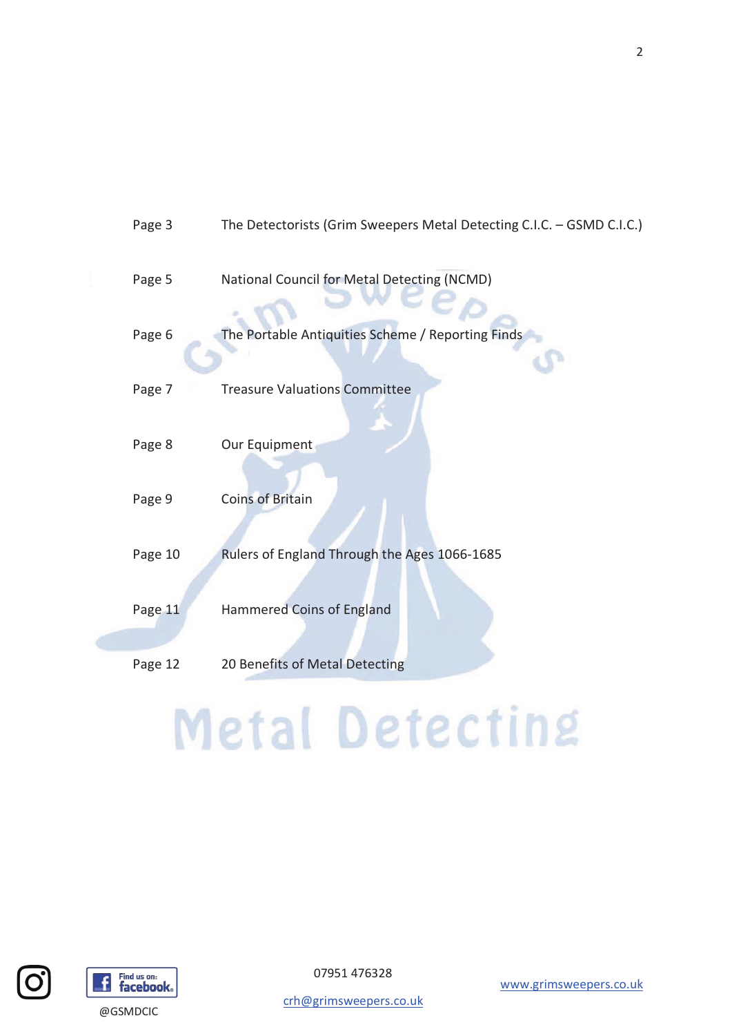| | |
|---|---|
| Page 3 | The Detectorists (Grim Sweepers Metal Detecting C.I.C. – GSMD C.I.C.) |
| Page 5 | National Council for Metal Detecting (NCMD) |
| Page 6 | The Portable Antiquities Scheme / Reporting Finds |
| Page 7 | Treasure Valuations Committee |
| Page 8 | Our Equipment |
| Page 9 | Coins of Britain |
| Page 10 | Rulers of England Through the Ages 1066-1685 |
| Page 11 | Hammered Coins of England |
| Page 12 | 20 Benefits of Metal Detecting |

@GSMDCIC

07951 476328

crh@grimsweepers.co.uk

www.grimsweepers.co.uk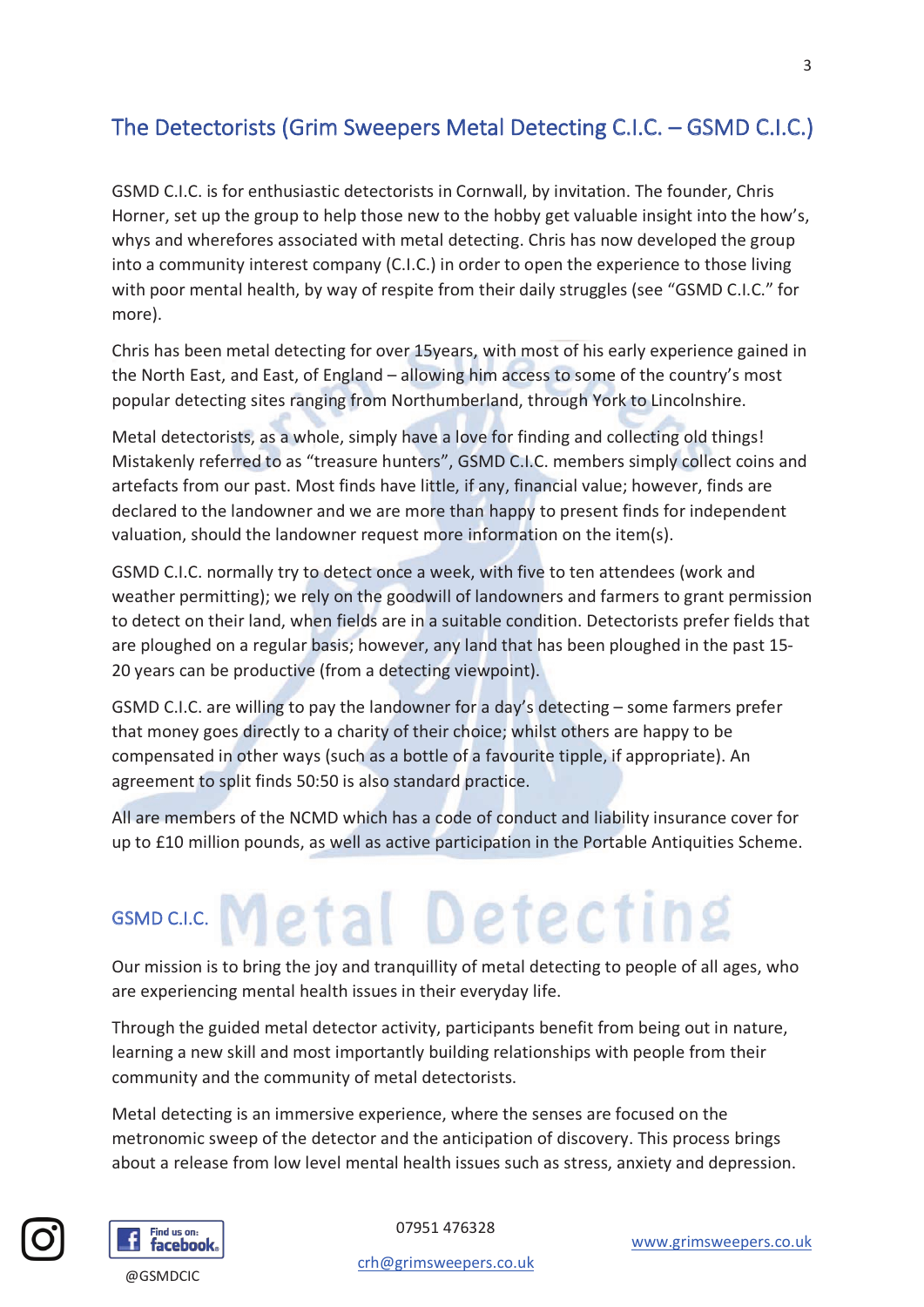## The Detectorists (Grim Sweepers Metal Detecting C.I.C. – GSMD C.I.C.)

GSMD C.I.C. is for enthusiastic detectorists in Cornwall, by invitation. The founder, Chris Horner, set up the group to help those new to the hobby get valuable insight into the how's, whys and wherefores associated with metal detecting. Chris has now developed the group into a community interest company (C.I.C.) in order to open the experience to those living with poor mental health, by way of respite from their daily struggles (see "GSMD C.I.C." for more).

Chris has been metal detecting for over 15years, with most of his early experience gained in the North East, and East, of England – allowing him access to some of the country's most popular detecting sites ranging from Northumberland, through York to Lincolnshire.

Metal detectorists, as a whole, simply have a love for finding and collecting old things! Mistakenly referred to as "treasure hunters", GSMD C.I.C. members simply collect coins and artefacts from our past. Most finds have little, if any, financial value; however, finds are declared to the landowner and we are more than happy to present finds for independent valuation, should the landowner request more information on the item(s).

GSMD C.I.C. normally try to detect once a week, with five to ten attendees (work and weather permitting); we rely on the goodwill of landowners and farmers to grant permission to detect on their land, when fields are in a suitable condition. Detectorists prefer fields that are ploughed on a regular basis; however, any land that has been ploughed in the past 15-20 years can be productive (from a detecting viewpoint).

GSMD C.I.C. are willing to pay the landowner for a day's detecting – some farmers prefer that money goes directly to a charity of their choice; whilst others are happy to be compensated in other ways (such as a bottle of a favourite tipple, if appropriate). An agreement to split finds 50:50 is also standard practice.

All are members of the NCMD which has a code of conduct and liability insurance cover for up to £10 million pounds, as well as active participation in the Portable Antiquities Scheme.

## GSMD C.I.C.

Our mission is to bring the joy and tranquillity of metal detecting to people of all ages, who are experiencing mental health issues in their everyday life.

Through the guided metal detector activity, participants benefit from being out in nature, learning a new skill and most importantly building relationships with people from their community and the community of metal detectorists.

Metal detecting is an immersive experience, where the senses are focused on the metronomic sweep of the detector and the anticipation of discovery. This process brings about a release from low level mental health issues such as stress, anxiety and depression.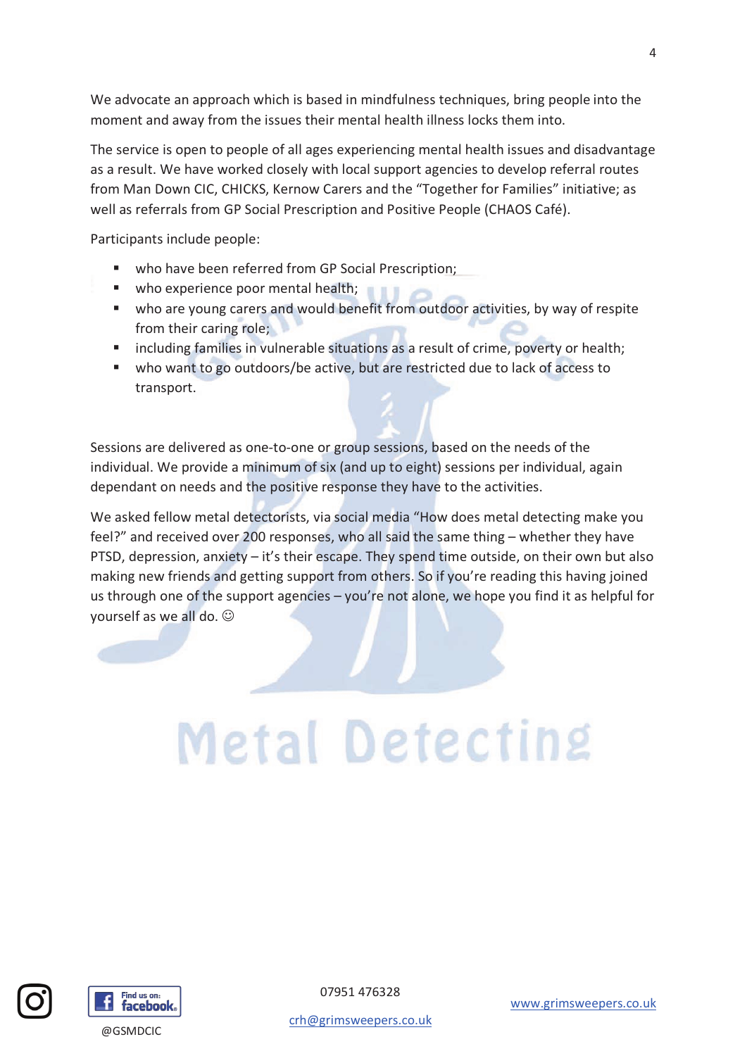We advocate an approach which is based in mindfulness techniques, bring people into the moment and away from the issues their mental health illness locks them into.

The service is open to people of all ages experiencing mental health issues and disadvantage as a result. We have worked closely with local support agencies to develop referral routes from Man Down CIC, CHICKS, Kernow Carers and the "Together for Families" initiative; as well as referrals from GP Social Prescription and Positive People (CHAOS Café).

Participants include people:

- who have been referred from GP Social Prescription;
- who experience poor mental health;
- who are young carers and would benefit from outdoor activities, by way of respite from their caring role;
- including families in vulnerable situations as a result of crime, poverty or health;
- who want to go outdoors/be active, but are restricted due to lack of access to transport.

Sessions are delivered as one-to-one or group sessions, based on the needs of the individual. We provide a minimum of six (and up to eight) sessions per individual, again dependant on needs and the positive response they have to the activities.

We asked fellow metal detectorists, via social media "How does metal detecting make you feel?" and received over 200 responses, who all said the same thing – whether they have PTSD, depression, anxiety – it's their escape. They spend time outside, on their own but also making new friends and getting support from others. So if you're reading this having joined us through one of the support agencies – you're not alone, we hope you find it as helpful for yourself as we all do. ☺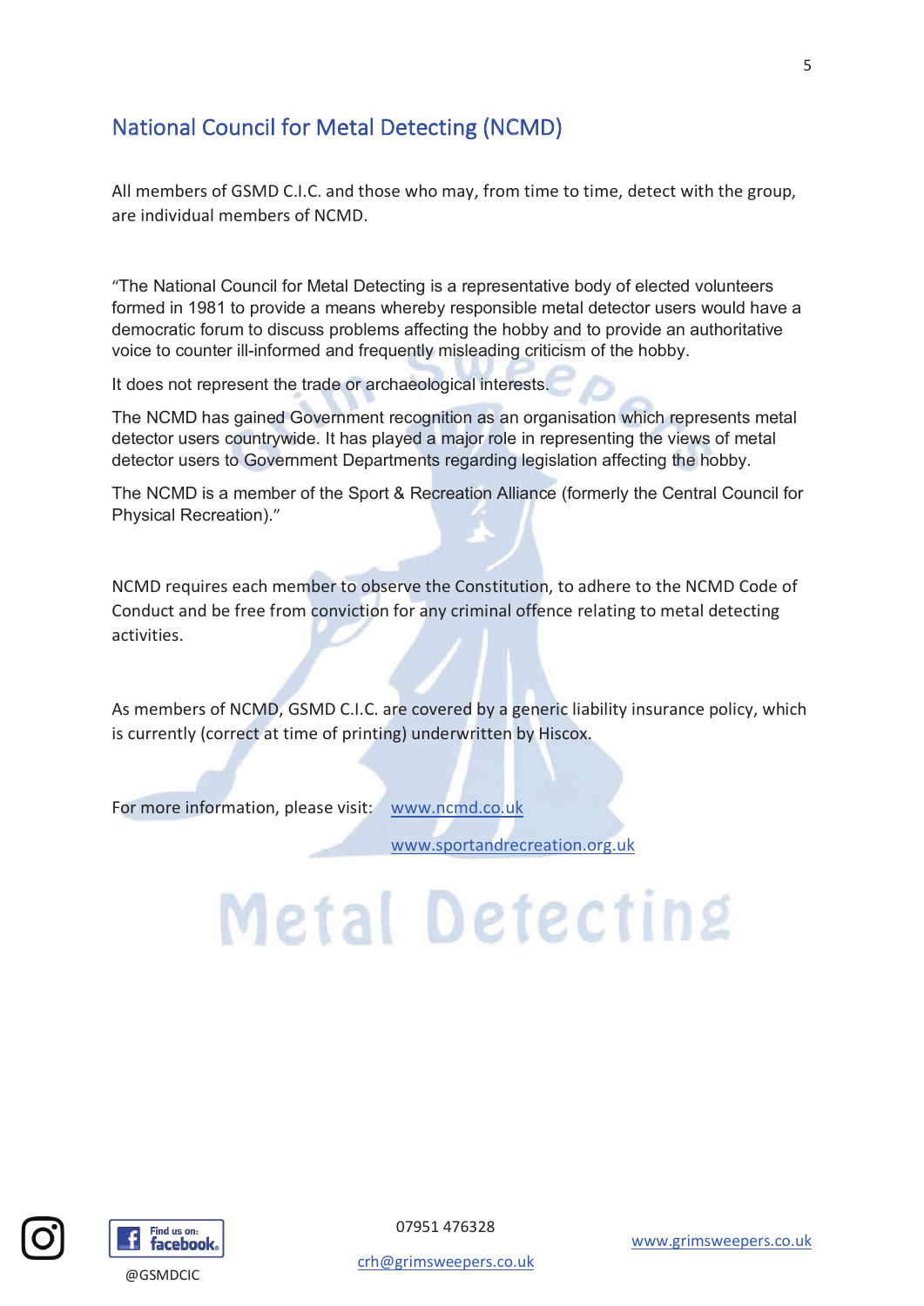## National Council for Metal Detecting (NCMD)

All members of GSMD C.I.C. and those who may, from time to time, detect with the group, are individual members of NCMD.

"The National Council for Metal Detecting is a representative body of elected volunteers formed in 1981 to provide a means whereby responsible metal detector users would have a democratic forum to discuss problems affecting the hobby and to provide an authoritative voice to counter ill-informed and frequently misleading criticism of the hobby.

It does not represent the trade or archaeological interests.

The NCMD has gained Government recognition as an organisation which represents metal detector users countrywide. It has played a major role in representing the views of metal detector users to Government Departments regarding legislation affecting the hobby.

The NCMD is a member of the Sport & Recreation Alliance (formerly the Central Council for Physical Recreation)."

NCMD requires each member to observe the Constitution, to adhere to the NCMD Code of Conduct and be free from conviction for any criminal offence relating to metal detecting activities.

As members of NCMD, GSMD C.I.C. are covered by a generic liability insurance policy, which is currently (correct at time of printing) underwritten by Hiscox.

For more information, please visit: www.ncmd.co.uk

www.sportandrecreation.org.uk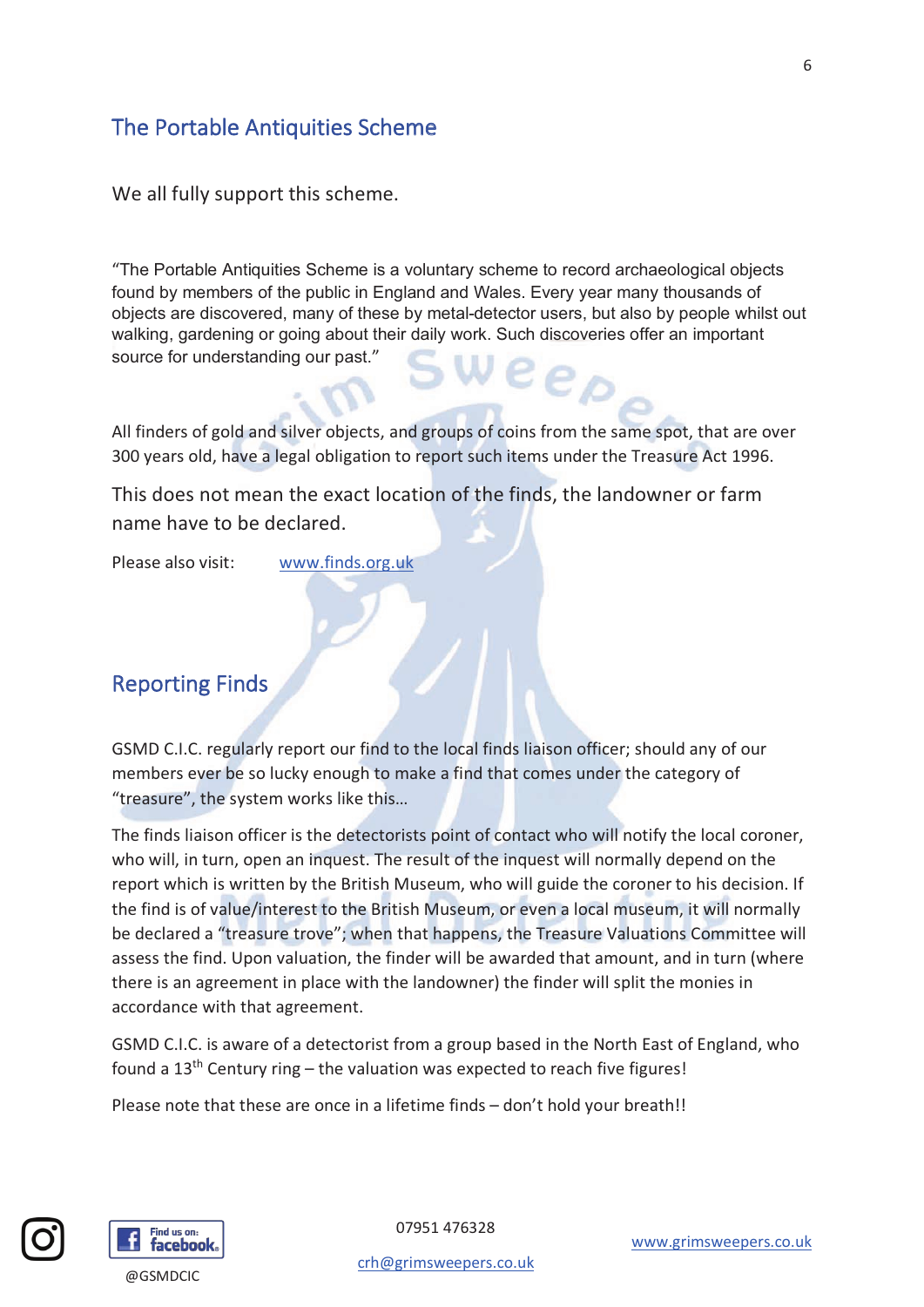## The Portable Antiquities Scheme

We all fully support this scheme.

"The Portable Antiquities Scheme is a voluntary scheme to record archaeological objects found by members of the public in England and Wales. Every year many thousands of objects are discovered, many of these by metal-detector users, but also by people whilst out walking, gardening or going about their daily work. Such discoveries offer an important source for understanding our past."

All finders of gold and silver objects, and groups of coins from the same spot, that are over 300 years old, have a legal obligation to report such items under the Treasure Act 1996.

This does not mean the exact location of the finds, the landowner or farm name have to be declared.

Please also visit: www.finds.org.uk

## Reporting Finds

GSMD C.I.C. regularly report our find to the local finds liaison officer; should any of our members ever be so lucky enough to make a find that comes under the category of "treasure", the system works like this…

The finds liaison officer is the detectorists point of contact who will notify the local coroner, who will, in turn, open an inquest. The result of the inquest will normally depend on the report which is written by the British Museum, who will guide the coroner to his decision. If the find is of value/interest to the British Museum, or even a local museum, it will normally be declared a "treasure trove"; when that happens, the Treasure Valuations Committee will assess the find. Upon valuation, the finder will be awarded that amount, and in turn (where there is an agreement in place with the landowner) the finder will split the monies in accordance with that agreement.

GSMD C.I.C. is aware of a detectorist from a group based in the North East of England, who found a 13th Century ring – the valuation was expected to reach five figures!

Please note that these are once in a lifetime finds – don't hold your breath!!

@GSMDCIC

07951 476328

crh@grimsweepers.co.uk

www.grimsweepers.co.uk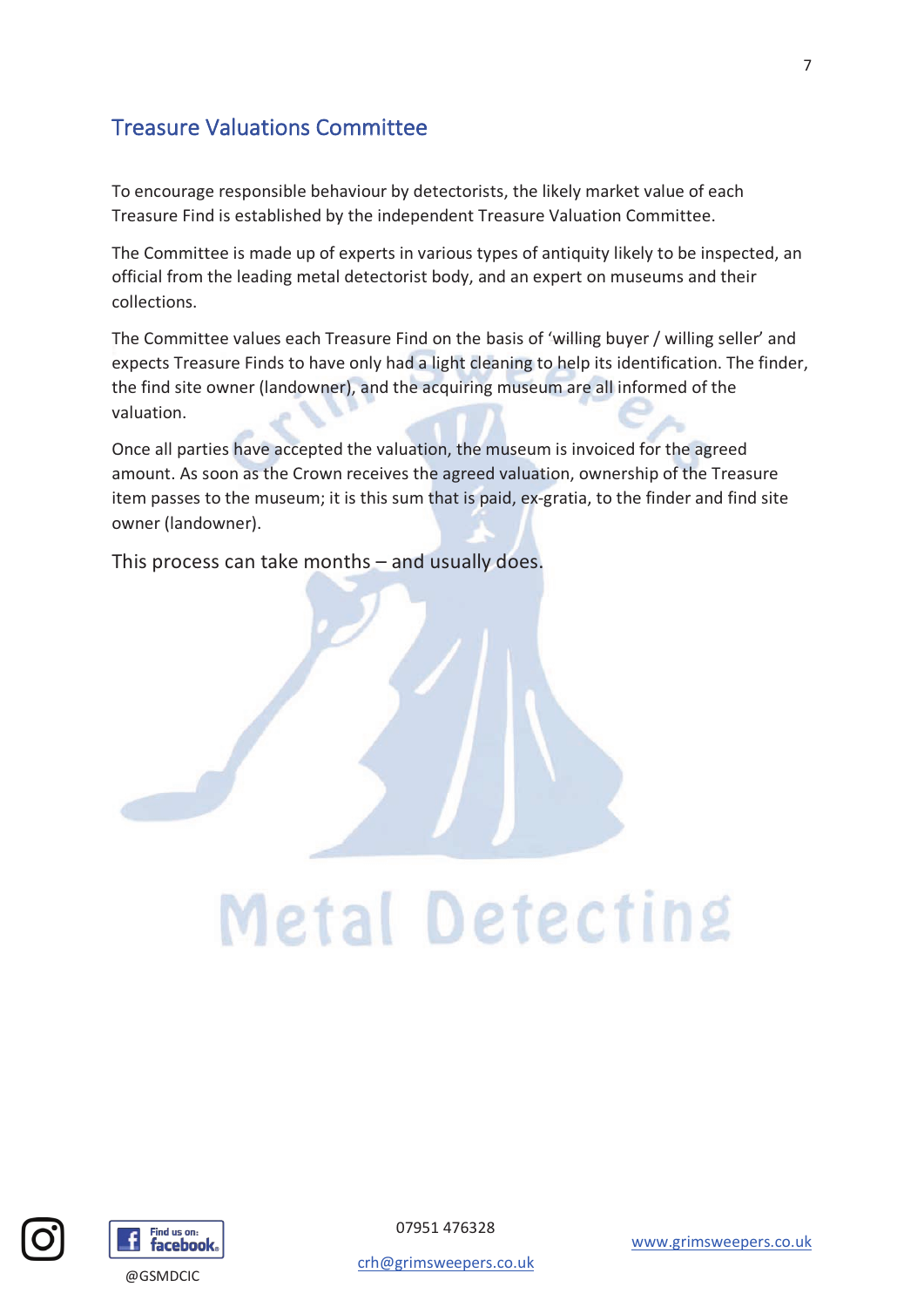## Treasure Valuations Committee

To encourage responsible behaviour by detectorists, the likely market value of each Treasure Find is established by the independent Treasure Valuation Committee.

The Committee is made up of experts in various types of antiquity likely to be inspected, an official from the leading metal detectorist body, and an expert on museums and their collections.

The Committee values each Treasure Find on the basis of 'willing buyer / willing seller' and expects Treasure Finds to have only had a light cleaning to help its identification. The finder, the find site owner (landowner), and the acquiring museum are all informed of the valuation.

Once all parties have accepted the valuation, the museum is invoiced for the agreed amount. As soon as the Crown receives the agreed valuation, ownership of the Treasure item passes to the museum; it is this sum that is paid, ex-gratia, to the finder and find site owner (landowner).

This process can take months – and usually does.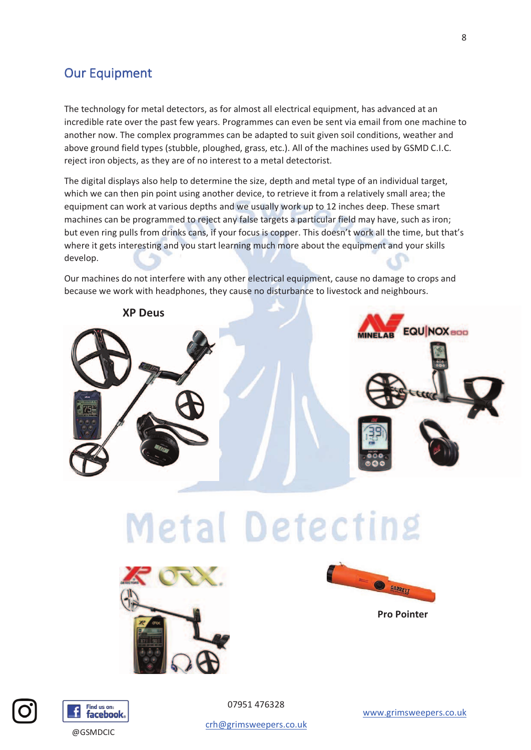## Our Equipment

The technology for metal detectors, as for almost all electrical equipment, has advanced at an incredible rate over the past few years. Programmes can even be sent via email from one machine to another now. The complex programmes can be adapted to suit given soil conditions, weather and above ground field types (stubble, ploughed, grass, etc.). All of the machines used by GSMD C.I.C. reject iron objects, as they are of no interest to a metal detectorist.

The digital displays also help to determine the size, depth and metal type of an individual target, which we can then pin point using another device, to retrieve it from a relatively small area; the equipment can work at various depths and we usually work up to 12 inches deep. These smart machines can be programmed to reject any false targets a particular field may have, such as iron; but even ring pulls from drinks cans, if your focus is copper. This doesn't work all the time, but that's where it gets interesting and you start learning much more about the equipment and your skills develop.

Our machines do not interfere with any other electrical equipment, cause no damage to crops and because we work with headphones, they cause no disturbance to livestock and neighbours.

**XP Deus**

MINELAB EQUINOX 800

Metal Detecting

XP ORX

**Pro Pointer**

@GSMDCIC

07951 476328

crh@grimsweepers.co.uk

www.grimsweepers.co.uk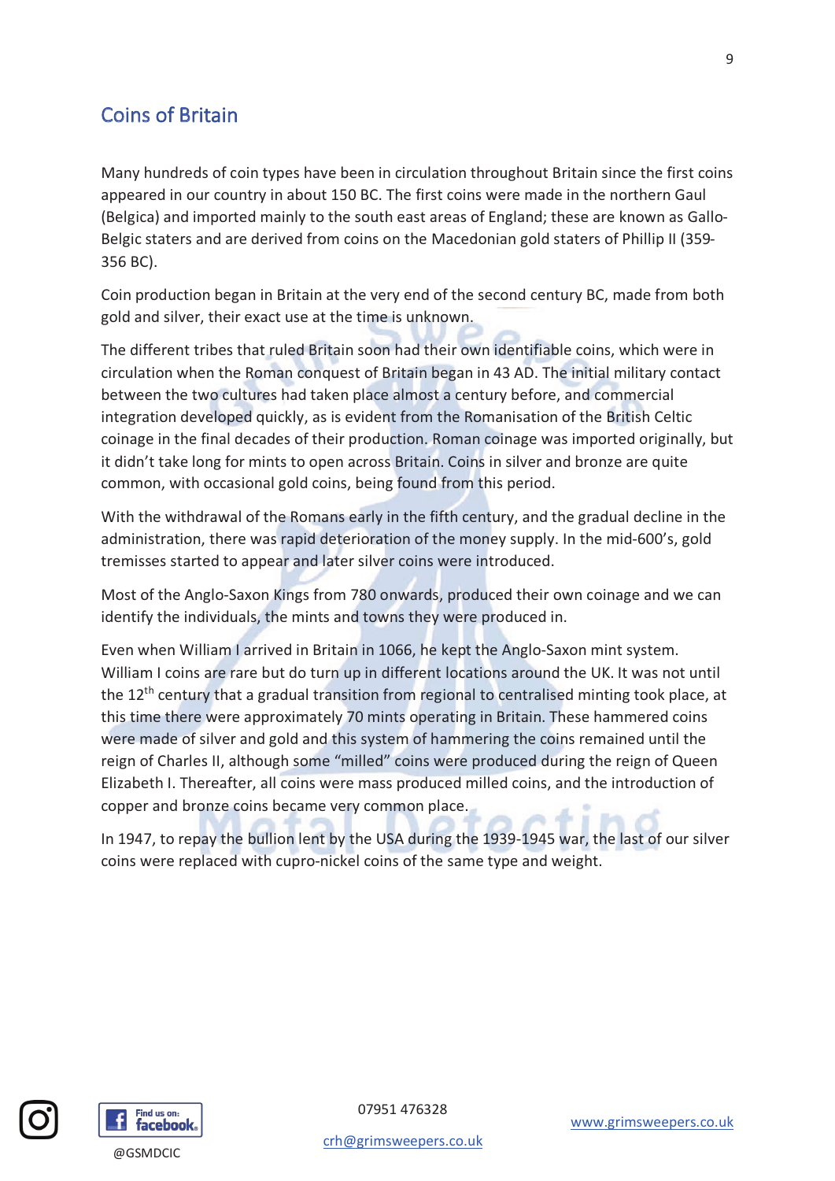## Coins of Britain

Many hundreds of coin types have been in circulation throughout Britain since the first coins appeared in our country in about 150 BC. The first coins were made in the northern Gaul (Belgica) and imported mainly to the south east areas of England; these are known as Gallo-Belgic staters and are derived from coins on the Macedonian gold staters of Phillip II (359-356 BC).

Coin production began in Britain at the very end of the second century BC, made from both gold and silver, their exact use at the time is unknown.

The different tribes that ruled Britain soon had their own identifiable coins, which were in circulation when the Roman conquest of Britain began in 43 AD. The initial military contact between the two cultures had taken place almost a century before, and commercial integration developed quickly, as is evident from the Romanisation of the British Celtic coinage in the final decades of their production. Roman coinage was imported originally, but it didn't take long for mints to open across Britain. Coins in silver and bronze are quite common, with occasional gold coins, being found from this period.

With the withdrawal of the Romans early in the fifth century, and the gradual decline in the administration, there was rapid deterioration of the money supply. In the mid-600's, gold tremisses started to appear and later silver coins were introduced.

Most of the Anglo-Saxon Kings from 780 onwards, produced their own coinage and we can identify the individuals, the mints and towns they were produced in.

Even when William I arrived in Britain in 1066, he kept the Anglo-Saxon mint system. William I coins are rare but do turn up in different locations around the UK. It was not until the 12th century that a gradual transition from regional to centralised minting took place, at this time there were approximately 70 mints operating in Britain. These hammered coins were made of silver and gold and this system of hammering the coins remained until the reign of Charles II, although some "milled" coins were produced during the reign of Queen Elizabeth I. Thereafter, all coins were mass produced milled coins, and the introduction of copper and bronze coins became very common place.

In 1947, to repay the bullion lent by the USA during the 1939-1945 war, the last of our silver coins were replaced with cupro-nickel coins of the same type and weight.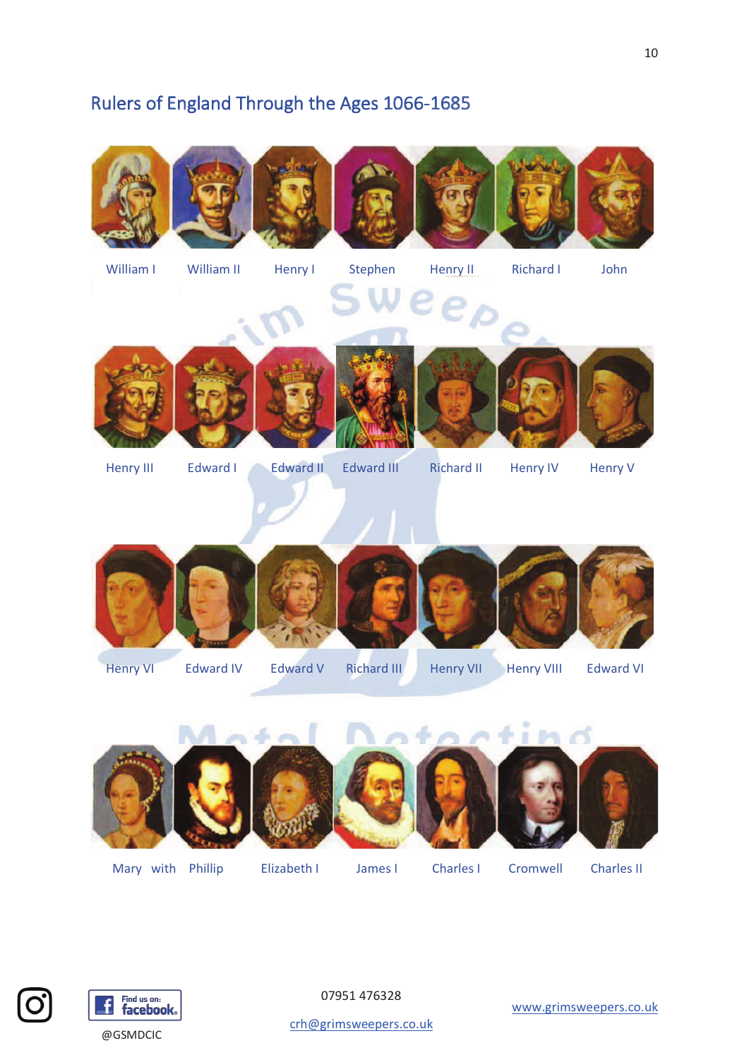# Rulers of England Through the Ages 1066-1685

William I William II Henry I Stephen Henry II Richard I John

Henry III Edward I Edward II Edward III Richard II Henry IV Henry V

Henry VI Edward IV Edward V Richard III Henry VII Henry VIII Edward VI

Mary with Phillip Elizabeth I James I Charles I Cromwell Charles II

@GSMDCIC

07951 476328

crh@grimsweepers.co.uk

www.grimsweepers.co.uk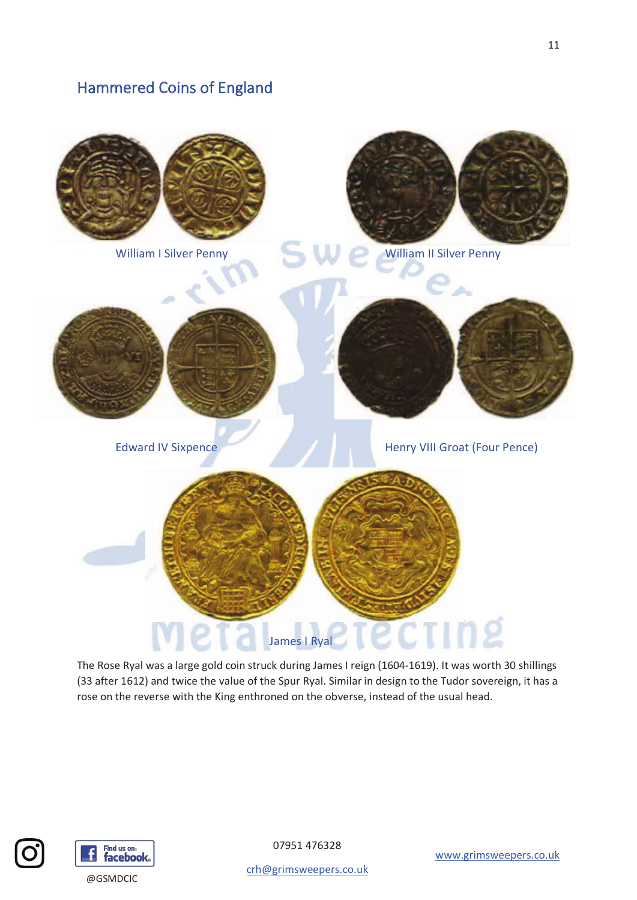## Hammered Coins of England

William I Silver Penny

William II Silver Penny

Edward IV Sixpence

Henry VIII Groat (Four Pence)

James I Ryal

The Rose Ryal was a large gold coin struck during James I reign (1604-1619). It was worth 30 shillings (33 after 1612) and twice the value of the Spur Ryal. Similar in design to the Tudor sovereign, it has a rose on the reverse with the King enthroned on the obverse, instead of the usual head.

@GSMDCIC

07951 476328

crh@grimsweepers.co.uk

www.grimsweepers.co.uk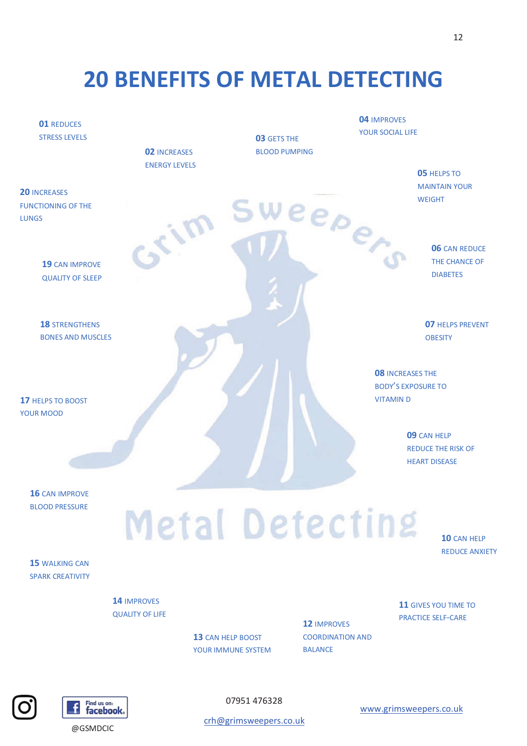# 20 BENEFITS OF METAL DETECTING

**01** REDUCES STRESS LEVELS

**02** INCREASES ENERGY LEVELS

**03** GETS THE BLOOD PUMPING

**04** IMPROVES YOUR SOCIAL LIFE

**05** HELPS TO MAINTAIN YOUR WEIGHT

**06** CAN REDUCE THE CHANCE OF DIABETES

**07** HELPS PREVENT OBESITY

**08** INCREASES THE BODY'S EXPOSURE TO VITAMIN D

**09** CAN HELP REDUCE THE RISK OF HEART DISEASE

**10** CAN HELP REDUCE ANXIETY

**11** GIVES YOU TIME TO PRACTICE SELF-CARE

**12** IMPROVES COORDINATION AND BALANCE

**13** CAN HELP BOOST YOUR IMMUNE SYSTEM

**14** IMPROVES QUALITY OF LIFE

**15** WALKING CAN SPARK CREATIVITY

**16** CAN IMPROVE BLOOD PRESSURE

**17** HELPS TO BOOST YOUR MOOD

**18** STRENGTHENS BONES AND MUSCLES

**19** CAN IMPROVE QUALITY OF SLEEP

**20** INCREASES FUNCTIONING OF THE LUNGS

Grim Sweepers Metal Detecting

Find us on: facebook

@GSMDCIC

07951 476328

crh@grimsweepers.co.uk

www.grimsweepers.co.uk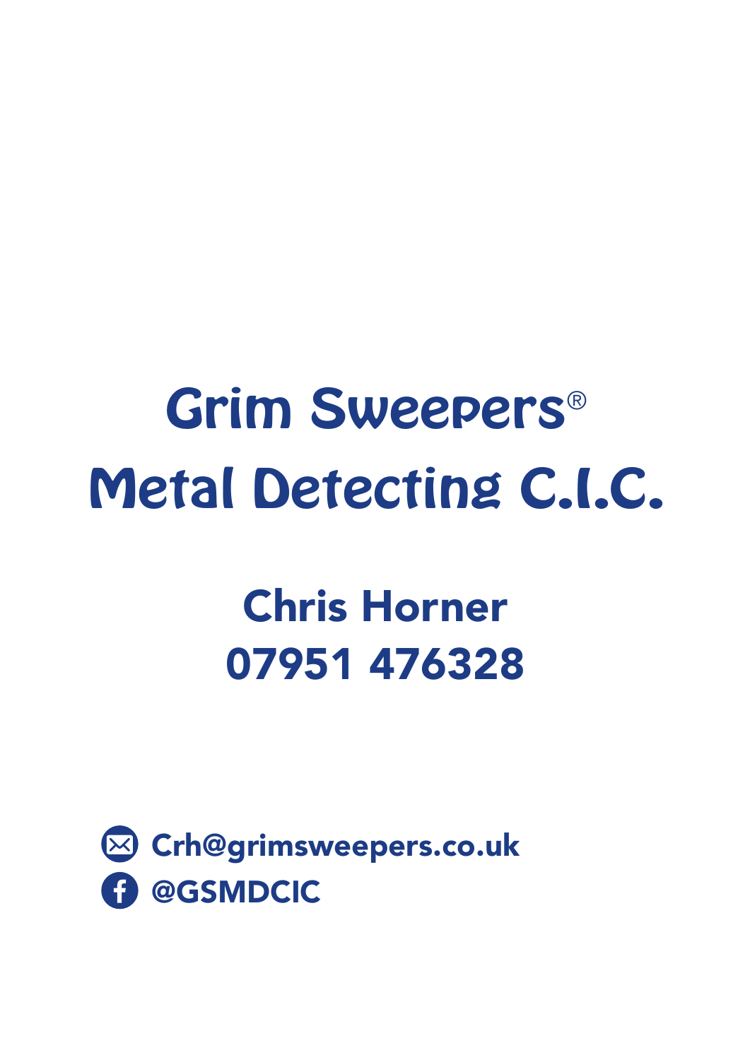# Grim Sweepers®
# Metal Detecting C.I.C.

**Chris Horner**
**07951 476328**

**Crh@grimsweepers.co.uk**
**@GSMDCIC**